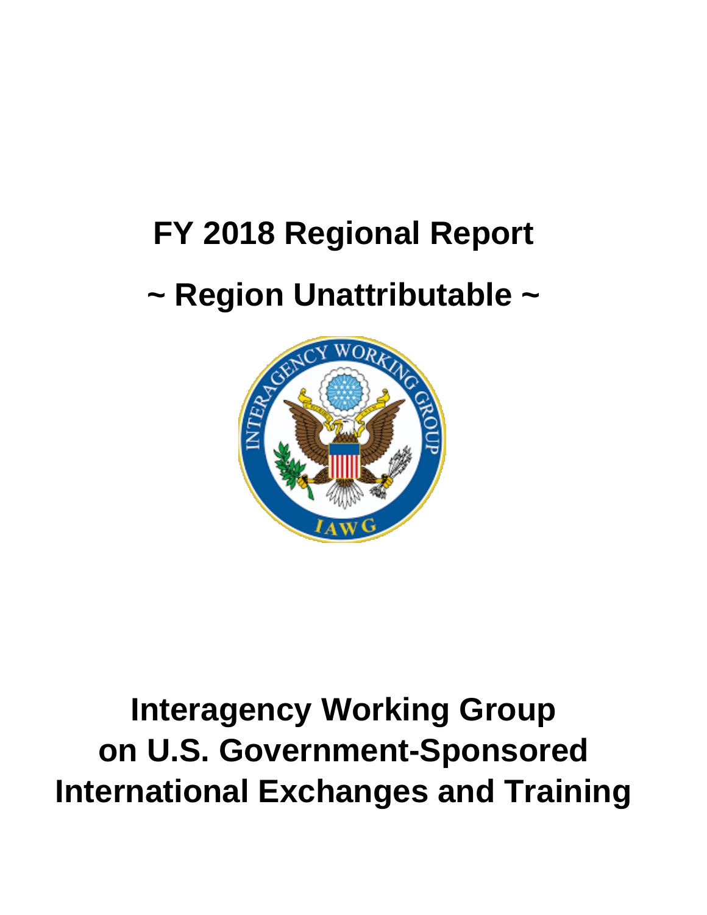# FY 2018 Regional Report

# ~ Region Unattributable ~

# Interagency Working Group on U.S. Government-Sponsored International Exchanges and Training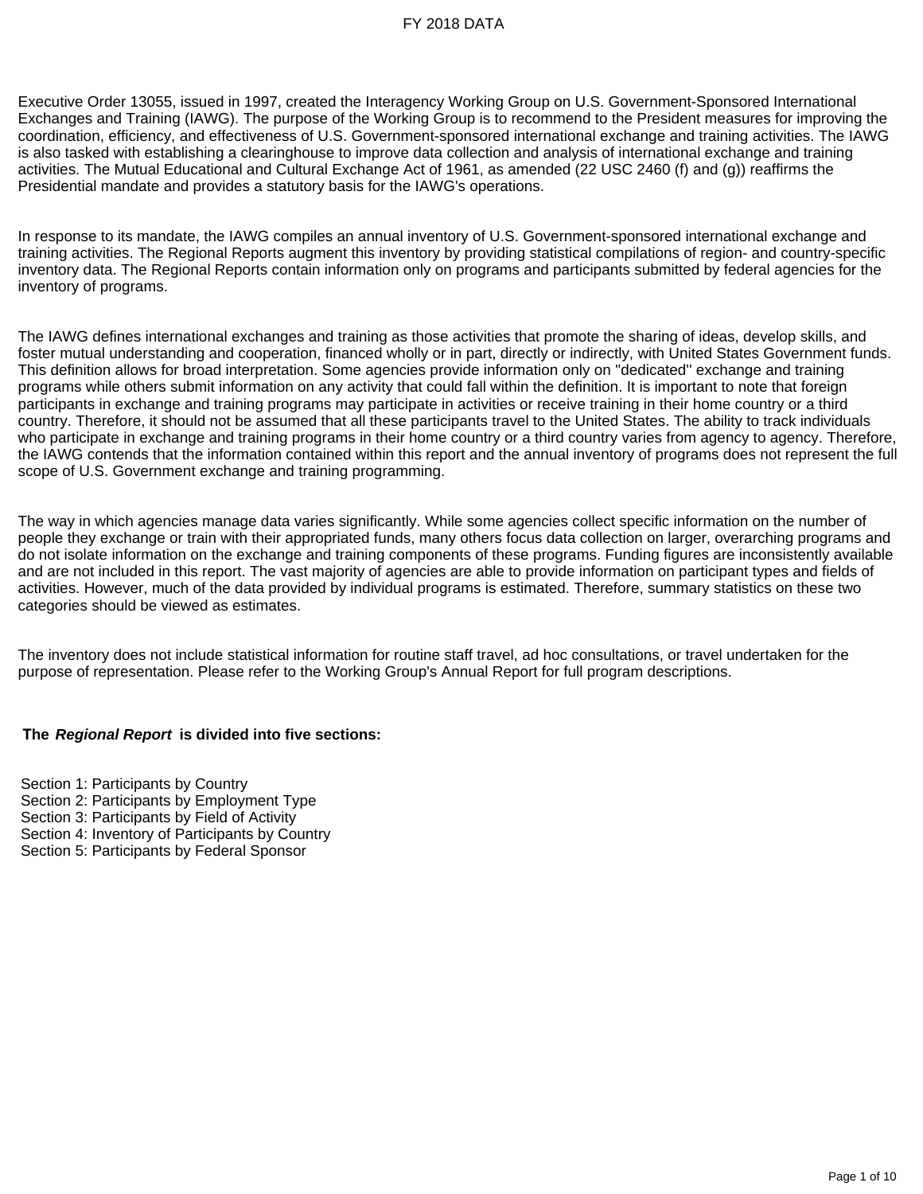FY 2018 DATA

Executive Order 13055, issued in 1997, created the Interagency Working Group on U.S. Government-Sponsored International Exchanges and Training (IAWG). The purpose of the Working Group is to recommend to the President measures for improving the coordination, efficiency, and effectiveness of U.S. Government-sponsored international exchange and training activities. The IAWG is also tasked with establishing a clearinghouse to improve data collection and analysis of international exchange and training activities. The Mutual Educational and Cultural Exchange Act of 1961, as amended (22 USC 2460 (f) and (g)) reaffirms the Presidential mandate and provides a statutory basis for the IAWG's operations.

In response to its mandate, the IAWG compiles an annual inventory of U.S. Government-sponsored international exchange and training activities. The Regional Reports augment this inventory by providing statistical compilations of region- and country-specific inventory data. The Regional Reports contain information only on programs and participants submitted by federal agencies for the inventory of programs.

The IAWG defines international exchanges and training as those activities that promote the sharing of ideas, develop skills, and foster mutual understanding and cooperation, financed wholly or in part, directly or indirectly, with United States Government funds. This definition allows for broad interpretation. Some agencies provide information only on "dedicated" exchange and training programs while others submit information on any activity that could fall within the definition. It is important to note that foreign participants in exchange and training programs may participate in activities or receive training in their home country or a third country. Therefore, it should not be assumed that all these participants travel to the United States. The ability to track individuals who participate in exchange and training programs in their home country or a third country varies from agency to agency. Therefore, the IAWG contends that the information contained within this report and the annual inventory of programs does not represent the full scope of U.S. Government exchange and training programming.

The way in which agencies manage data varies significantly. While some agencies collect specific information on the number of people they exchange or train with their appropriated funds, many others focus data collection on larger, overarching programs and do not isolate information on the exchange and training components of these programs. Funding figures are inconsistently available and are not included in this report. The vast majority of agencies are able to provide information on participant types and fields of activities. However, much of the data provided by individual programs is estimated. Therefore, summary statistics on these two categories should be viewed as estimates.

The inventory does not include statistical information for routine staff travel, ad hoc consultations, or travel undertaken for the purpose of representation. Please refer to the Working Group's Annual Report for full program descriptions.

**The *Regional Report* is divided into five sections:**

Section 1: Participants by Country
Section 2: Participants by Employment Type
Section 3: Participants by Field of Activity
Section 4: Inventory of Participants by Country
Section 5: Participants by Federal Sponsor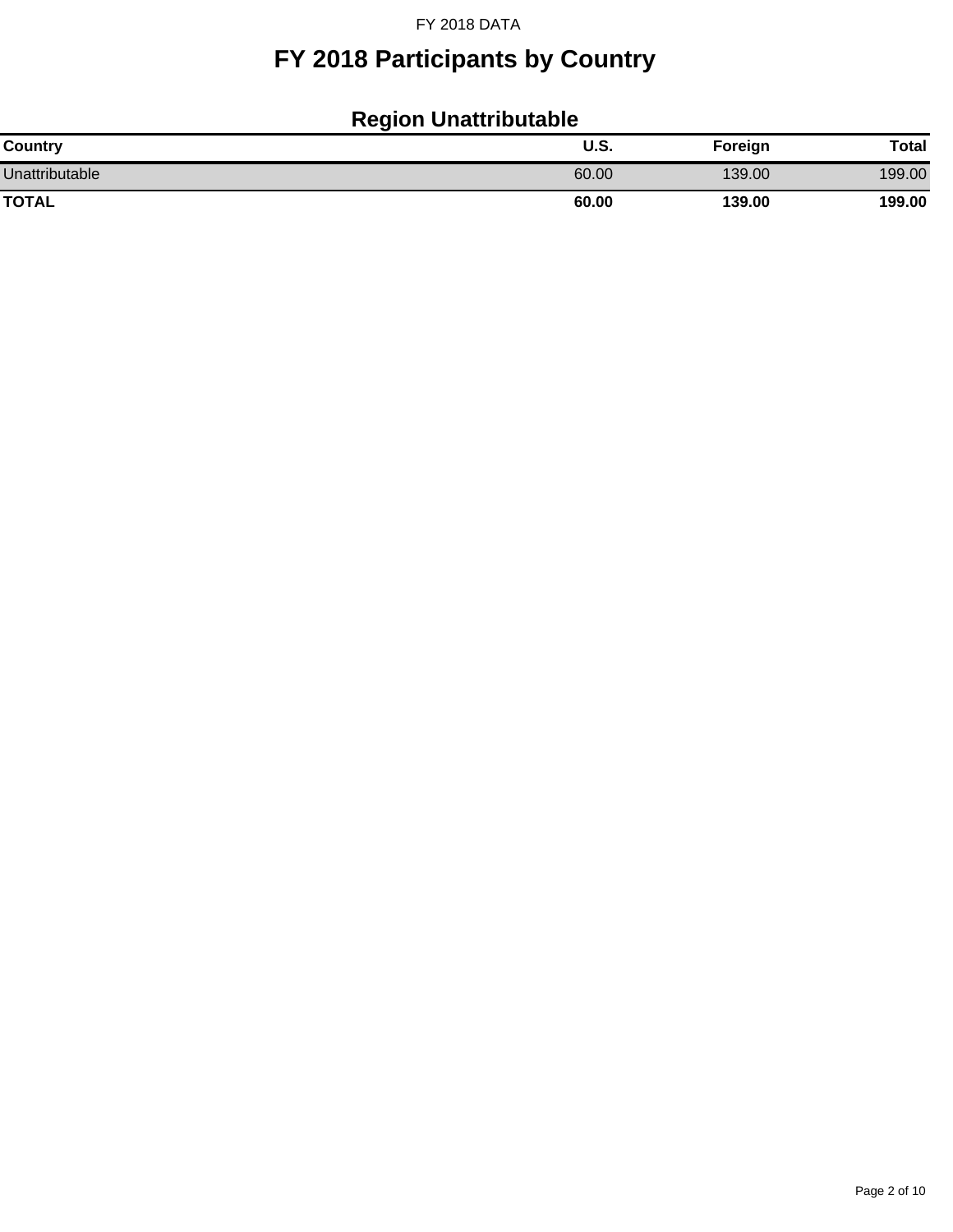# FY 2018 Participants by Country

## Region Unattributable

| Country | U.S. | Foreign | Total |
|---|---|---|---|
| Unattributable | 60.00 | 139.00 | 199.00 |
| **TOTAL** | **60.00** | **139.00** | **199.00** |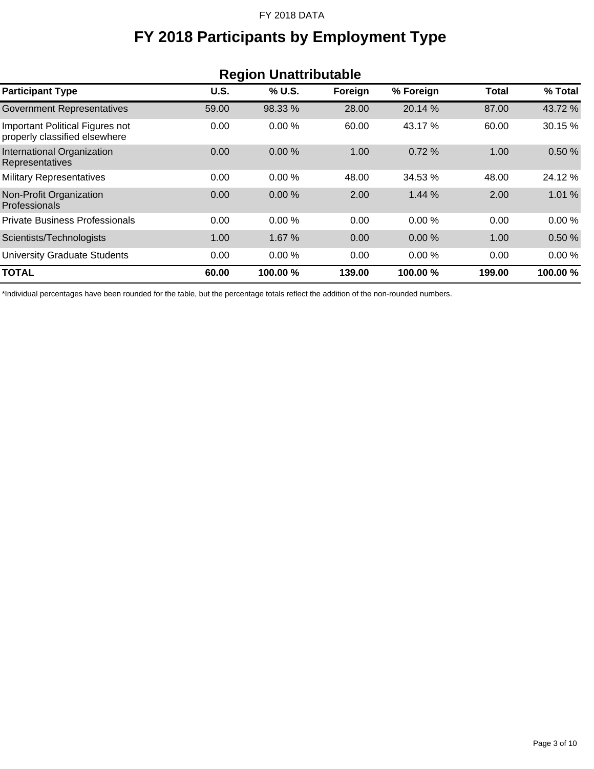# FY 2018 Participants by Employment Type

## Region Unattributable

| Participant Type | U.S. | % U.S. | Foreign | % Foreign | Total | % Total |
|---|---|---|---|---|---|---|
| Government Representatives | 59.00 | 98.33 % | 28.00 | 20.14 % | 87.00 | 43.72 % |
| Important Political Figures not properly classified elsewhere | 0.00 | 0.00 % | 60.00 | 43.17 % | 60.00 | 30.15 % |
| International Organization Representatives | 0.00 | 0.00 % | 1.00 | 0.72 % | 1.00 | 0.50 % |
| Military Representatives | 0.00 | 0.00 % | 48.00 | 34.53 % | 48.00 | 24.12 % |
| Non-Profit Organization Professionals | 0.00 | 0.00 % | 2.00 | 1.44 % | 2.00 | 1.01 % |
| Private Business Professionals | 0.00 | 0.00 % | 0.00 | 0.00 % | 0.00 | 0.00 % |
| Scientists/Technologists | 1.00 | 1.67 % | 0.00 | 0.00 % | 1.00 | 0.50 % |
| University Graduate Students | 0.00 | 0.00 % | 0.00 | 0.00 % | 0.00 | 0.00 % |
| **TOTAL** | **60.00** | **100.00 %** | **139.00** | **100.00 %** | **199.00** | **100.00 %** |

*Individual percentages have been rounded for the table, but the percentage totals reflect the addition of the non-rounded numbers.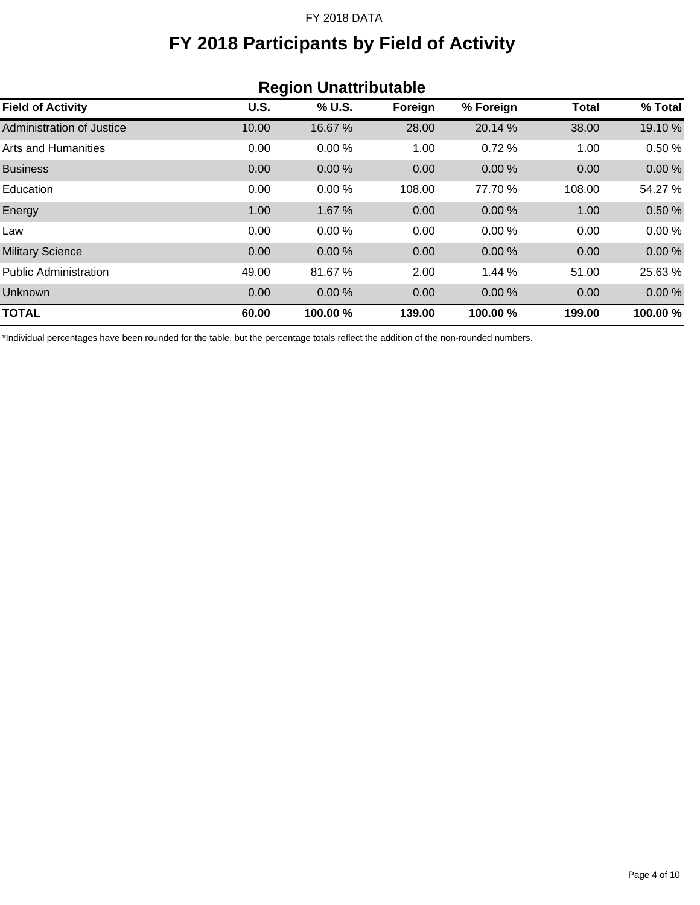# FY 2018 Participants by Field of Activity

## Region Unattributable

| Field of Activity | U.S. | % U.S. | Foreign | % Foreign | Total | % Total |
|---|---|---|---|---|---|---|
| Administration of Justice | 10.00 | 16.67 % | 28.00 | 20.14 % | 38.00 | 19.10 % |
| Arts and Humanities | 0.00 | 0.00 % | 1.00 | 0.72 % | 1.00 | 0.50 % |
| Business | 0.00 | 0.00 % | 0.00 | 0.00 % | 0.00 | 0.00 % |
| Education | 0.00 | 0.00 % | 108.00 | 77.70 % | 108.00 | 54.27 % |
| Energy | 1.00 | 1.67 % | 0.00 | 0.00 % | 1.00 | 0.50 % |
| Law | 0.00 | 0.00 % | 0.00 | 0.00 % | 0.00 | 0.00 % |
| Military Science | 0.00 | 0.00 % | 0.00 | 0.00 % | 0.00 | 0.00 % |
| Public Administration | 49.00 | 81.67 % | 2.00 | 1.44 % | 51.00 | 25.63 % |
| Unknown | 0.00 | 0.00 % | 0.00 | 0.00 % | 0.00 | 0.00 % |
| **TOTAL** | **60.00** | **100.00 %** | **139.00** | **100.00 %** | **199.00** | **100.00 %** |

*Individual percentages have been rounded for the table, but the percentage totals reflect the addition of the non-rounded numbers.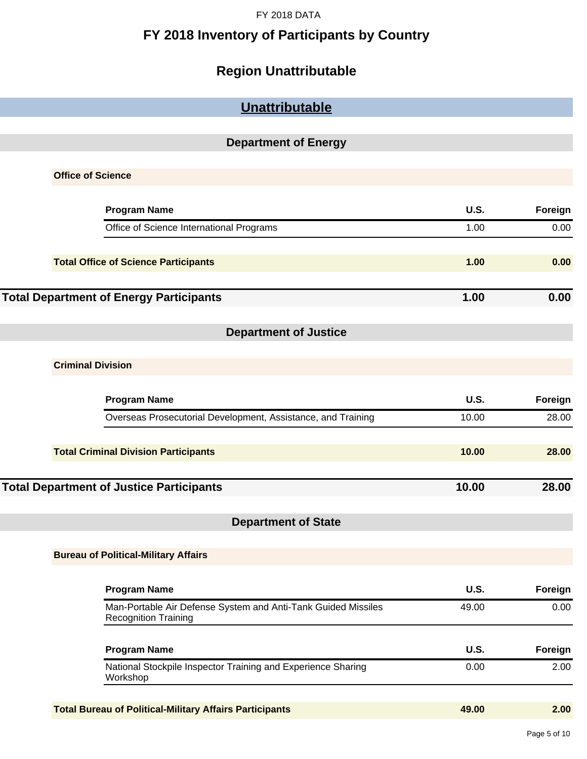# FY 2018 Inventory of Participants by Country

## Region Unattributable

## Unattributable

### Department of Energy

**Office of Science**

| Program Name | U.S. | Foreign |
|---|---|---|
| Office of Science International Programs | 1.00 | 0.00 |

| **Total Office of Science Participants** | **1.00** | **0.00** |
|---|---|---|

| **Total Department of Energy Participants** | **1.00** | **0.00** |
|---|---|---|

### Department of Justice

**Criminal Division**

| Program Name | U.S. | Foreign |
|---|---|---|
| Overseas Prosecutorial Development, Assistance, and Training | 10.00 | 28.00 |

| **Total Criminal Division Participants** | **10.00** | **28.00** |
|---|---|---|

| **Total Department of Justice Participants** | **10.00** | **28.00** |
|---|---|---|

### Department of State

**Bureau of Political-Military Affairs**

| Program Name | U.S. | Foreign |
|---|---|---|
| Man-Portable Air Defense System and Anti-Tank Guided Missiles Recognition Training | 49.00 | 0.00 |

| Program Name | U.S. | Foreign |
|---|---|---|
| National Stockpile Inspector Training and Experience Sharing Workshop | 0.00 | 2.00 |

| **Total Bureau of Political-Military Affairs Participants** | **49.00** | **2.00** |
|---|---|---|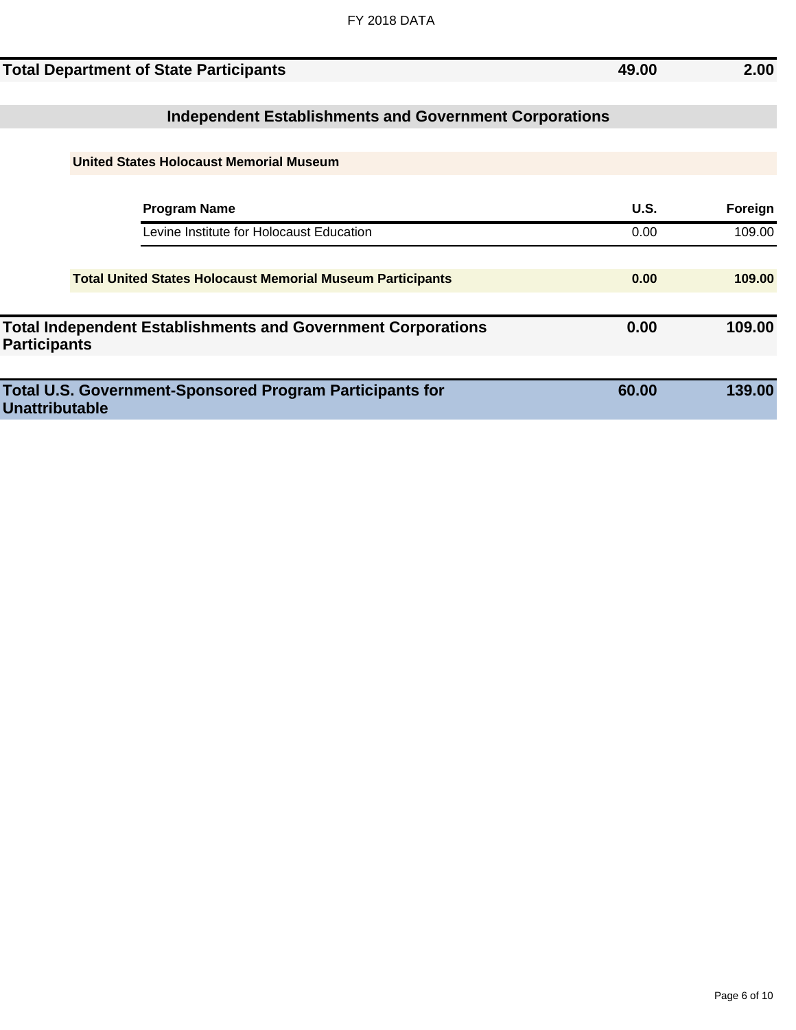| | U.S. | Foreign |
|---|---|---|
| **Total Department of State Participants** | **49.00** | **2.00** |

## Independent Establishments and Government Corporations

### United States Holocaust Memorial Museum

| Program Name | U.S. | Foreign |
|---|---|---|
| Levine Institute for Holocaust Education | 0.00 | 109.00 |

| | U.S. | Foreign |
|---|---|---|
| **Total United States Holocaust Memorial Museum Participants** | **0.00** | **109.00** |
| **Total Independent Establishments and Government Corporations Participants** | **0.00** | **109.00** |
| **Total U.S. Government-Sponsored Program Participants for Unattributable** | **60.00** | **139.00** |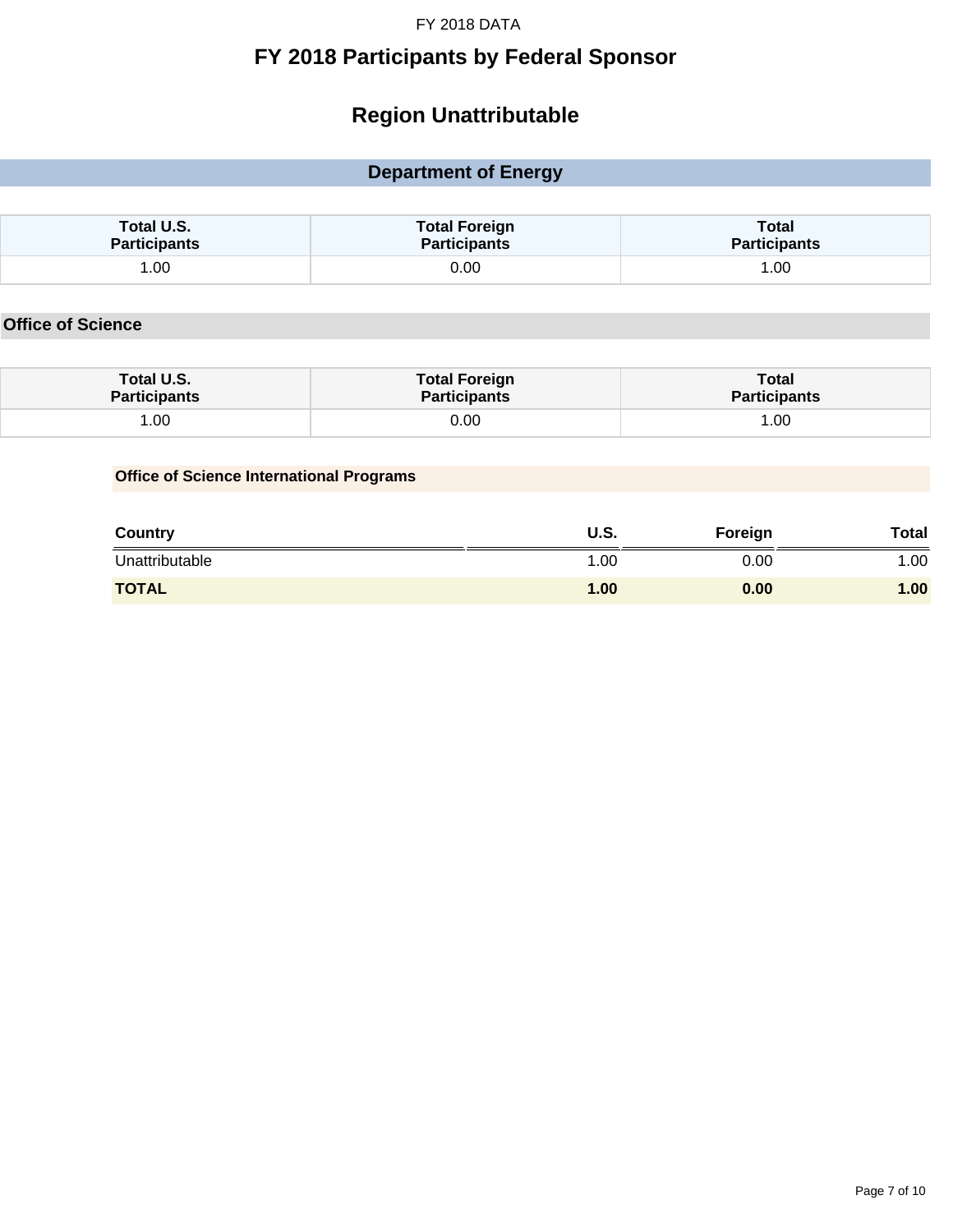# FY 2018 Participants by Federal Sponsor

## Region Unattributable

### Department of Energy

| Total U.S. Participants | Total Foreign Participants | Total Participants |
| --- | --- | --- |
| 1.00 | 0.00 | 1.00 |

#### Office of Science

| Total U.S. Participants | Total Foreign Participants | Total Participants |
| --- | --- | --- |
| 1.00 | 0.00 | 1.00 |

**Office of Science International Programs**

| Country | U.S. | Foreign | Total |
| --- | --- | --- | --- |
| Unattributable | 1.00 | 0.00 | 1.00 |
| **TOTAL** | **1.00** | **0.00** | **1.00** |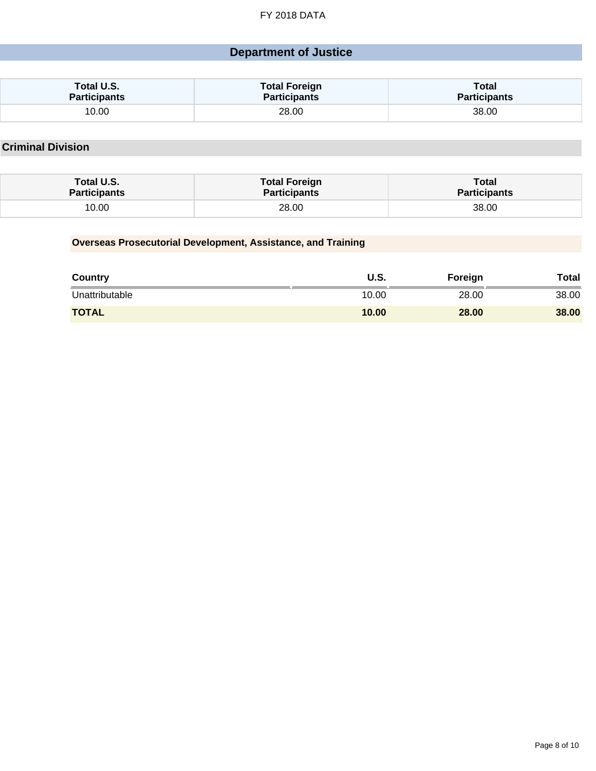# Department of Justice

| Total U.S. Participants | Total Foreign Participants | Total Participants |
|---|---|---|
| 10.00 | 28.00 | 38.00 |

## Criminal Division

| Total U.S. Participants | Total Foreign Participants | Total Participants |
|---|---|---|
| 10.00 | 28.00 | 38.00 |

### Overseas Prosecutorial Development, Assistance, and Training

| Country | U.S. | Foreign | Total |
|---|---|---|---|
| Unattributable | 10.00 | 28.00 | 38.00 |
| **TOTAL** | **10.00** | **28.00** | **38.00** |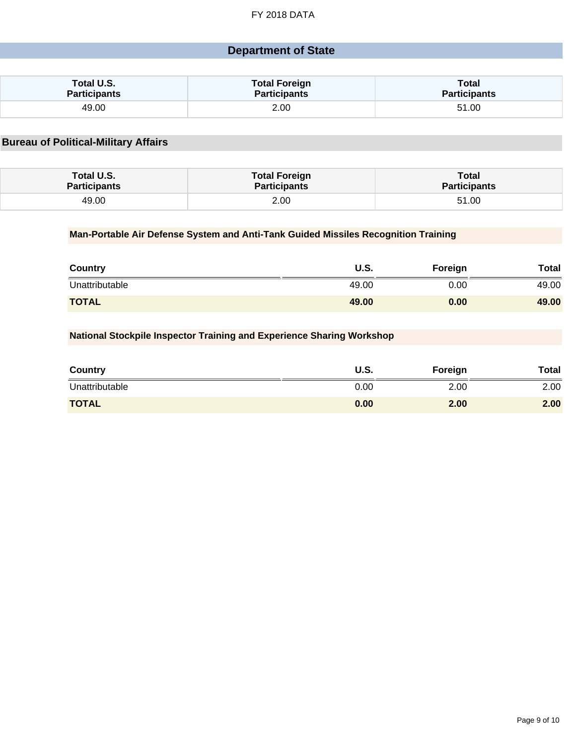FY 2018 DATA

# Department of State

| Total U.S. Participants | Total Foreign Participants | Total Participants |
| --- | --- | --- |
| 49.00 | 2.00 | 51.00 |

## Bureau of Political-Military Affairs

| Total U.S. Participants | Total Foreign Participants | Total Participants |
| --- | --- | --- |
| 49.00 | 2.00 | 51.00 |

### Man-Portable Air Defense System and Anti-Tank Guided Missiles Recognition Training

| Country | U.S. | Foreign | Total |
| --- | --- | --- | --- |
| Unattributable | 49.00 | 0.00 | 49.00 |
| **TOTAL** | **49.00** | **0.00** | **49.00** |

### National Stockpile Inspector Training and Experience Sharing Workshop

| Country | U.S. | Foreign | Total |
| --- | --- | --- | --- |
| Unattributable | 0.00 | 2.00 | 2.00 |
| **TOTAL** | **0.00** | **2.00** | **2.00** |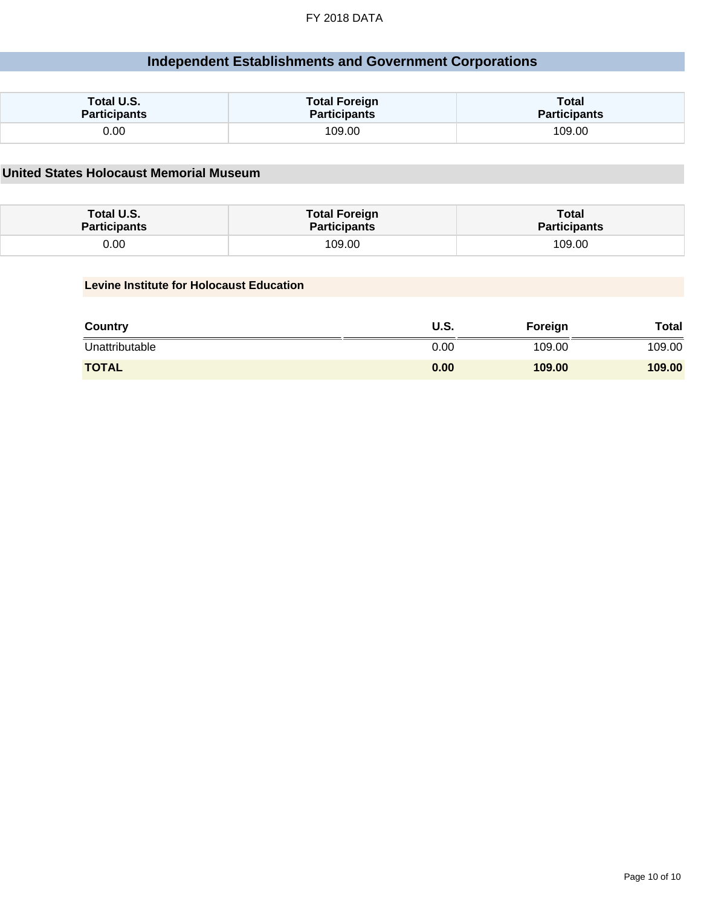# Independent Establishments and Government Corporations

| Total U.S. Participants | Total Foreign Participants | Total Participants |
|---|---|---|
| 0.00 | 109.00 | 109.00 |

## United States Holocaust Memorial Museum

| Total U.S. Participants | Total Foreign Participants | Total Participants |
|---|---|---|
| 0.00 | 109.00 | 109.00 |

### Levine Institute for Holocaust Education

| Country | U.S. | Foreign | Total |
|---|---|---|---|
| Unattributable | 0.00 | 109.00 | 109.00 |
| **TOTAL** | **0.00** | **109.00** | **109.00** |